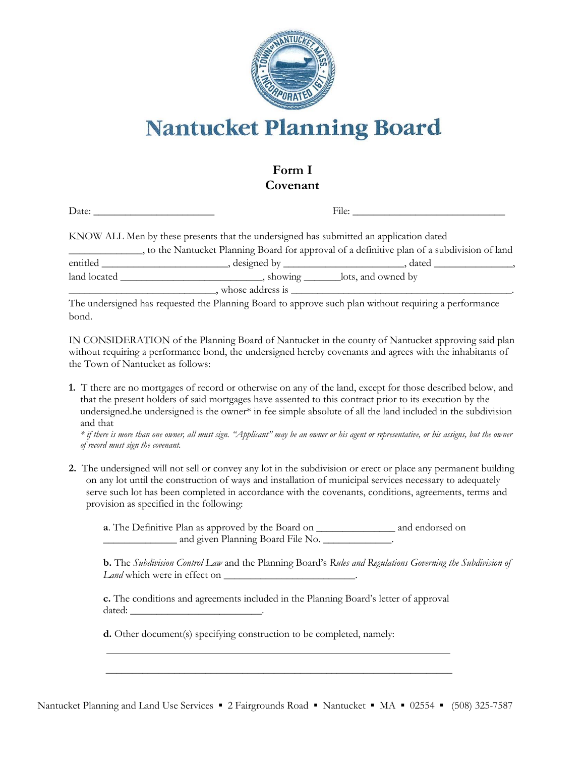# Nantucket Planning Board

## Form I
## Covenant

Date: ______________________ File: ____________________________

KNOW ALL Men by these presents that the undersigned has submitted an application dated _____________, to the Nantucket Planning Board for approval of a definitive plan of a subdivision of land entitled ______________________, designed by _____________________, dated ______________, land located _________________________, showing _______lots, and owned by __________________________, whose address is _________________________________________.
The undersigned has requested the Planning Board to approve such plan without requiring a performance bond.

IN CONSIDERATION of the Planning Board of Nantucket in the county of Nantucket approving said plan without requiring a performance bond, the undersigned hereby covenants and agrees with the inhabitants of the Town of Nantucket as follows:

1. T there are no mortgages of record or otherwise on any of the land, except for those described below, and that the present holders of said mortgages have assented to this contract prior to its execution by the undersigned.he undersigned is the owner* in fee simple absolute of all the land included in the subdivision and that

   *\* if there is more than one owner, all must sign. "Applicant" may be an owner or his agent or representative, or his assigns, but the owner of record must sign the covenant.*

2. The undersigned will not sell or convey any lot in the subdivision or erect or place any permanent building on any lot until the construction of ways and installation of municipal services necessary to adequately serve such lot has been completed in accordance with the covenants, conditions, agreements, terms and provision as specified in the following:

   **a**. The Definitive Plan as approved by the Board on ______________ and endorsed on _____________ and given Planning Board File No. ____________.

   **b.** The *Subdivision Control Law* and the Planning Board's *Rules and Regulations Governing the Subdivision of Land* which were in effect on ________________________.

   **c.** The conditions and agreements included in the Planning Board's letter of approval dated: ________________________.

   **d.** Other document(s) specifying construction to be completed, namely:

   _______________________________________________________________

   _______________________________________________________________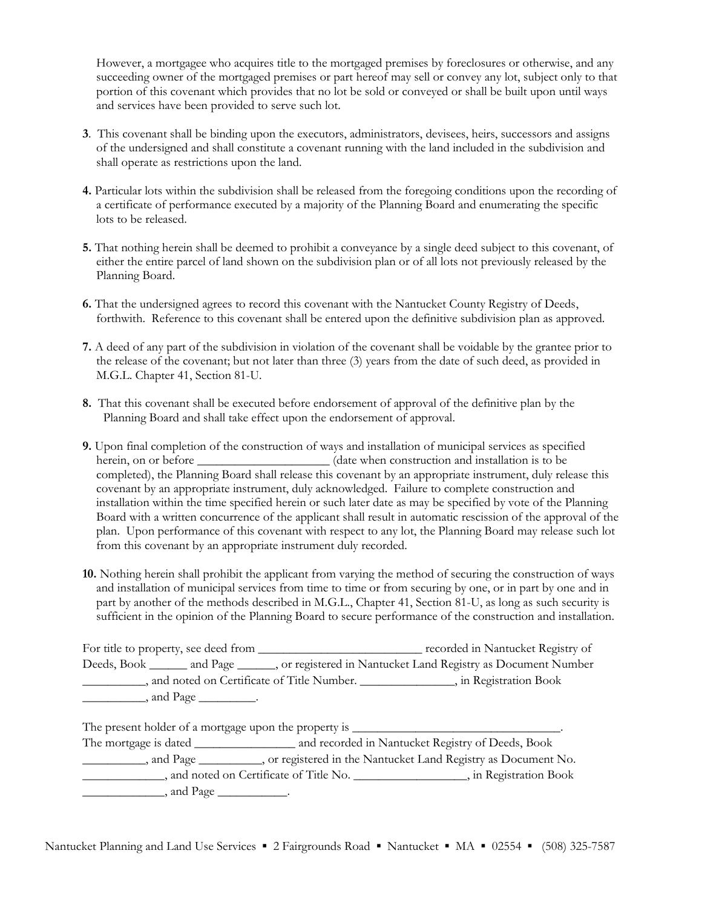However, a mortgagee who acquires title to the mortgaged premises by foreclosures or otherwise, and any succeeding owner of the mortgaged premises or part hereof may sell or convey any lot, subject only to that portion of this covenant which provides that no lot be sold or conveyed or shall be built upon until ways and services have been provided to serve such lot.

**3**. This covenant shall be binding upon the executors, administrators, devisees, heirs, successors and assigns of the undersigned and shall constitute a covenant running with the land included in the subdivision and shall operate as restrictions upon the land.

**4.** Particular lots within the subdivision shall be released from the foregoing conditions upon the recording of a certificate of performance executed by a majority of the Planning Board and enumerating the specific lots to be released.

**5.** That nothing herein shall be deemed to prohibit a conveyance by a single deed subject to this covenant, of either the entire parcel of land shown on the subdivision plan or of all lots not previously released by the Planning Board.

**6.** That the undersigned agrees to record this covenant with the Nantucket County Registry of Deeds, forthwith. Reference to this covenant shall be entered upon the definitive subdivision plan as approved.

**7.** A deed of any part of the subdivision in violation of the covenant shall be voidable by the grantee prior to the release of the covenant; but not later than three (3) years from the date of such deed, as provided in M.G.L. Chapter 41, Section 81-U.

**8.** That this covenant shall be executed before endorsement of approval of the definitive plan by the Planning Board and shall take effect upon the endorsement of approval.

**9.** Upon final completion of the construction of ways and installation of municipal services as specified herein, on or before _____________________ (date when construction and installation is to be completed), the Planning Board shall release this covenant by an appropriate instrument, duly release this covenant by an appropriate instrument, duly acknowledged. Failure to complete construction and installation within the time specified herein or such later date as may be specified by vote of the Planning Board with a written concurrence of the applicant shall result in automatic rescission of the approval of the plan. Upon performance of this covenant with respect to any lot, the Planning Board may release such lot from this covenant by an appropriate instrument duly recorded.

**10.** Nothing herein shall prohibit the applicant from varying the method of securing the construction of ways and installation of municipal services from time to time or from securing by one, or in part by one and in part by another of the methods described in M.G.L., Chapter 41, Section 81-U, as long as such security is sufficient in the opinion of the Planning Board to secure performance of the construction and installation.

For title to property, see deed from __________________________ recorded in Nantucket Registry of Deeds, Book ______ and Page ______, or registered in Nantucket Land Registry as Document Number __________, and noted on Certificate of Title Number. _______________, in Registration Book __________, and Page _________.

The present holder of a mortgage upon the property is _________________________________.
The mortgage is dated ________________ and recorded in Nantucket Registry of Deeds, Book __________, and Page __________, or registered in the Nantucket Land Registry as Document No. _____________, and noted on Certificate of Title No. __________________, in Registration Book _____________, and Page ___________.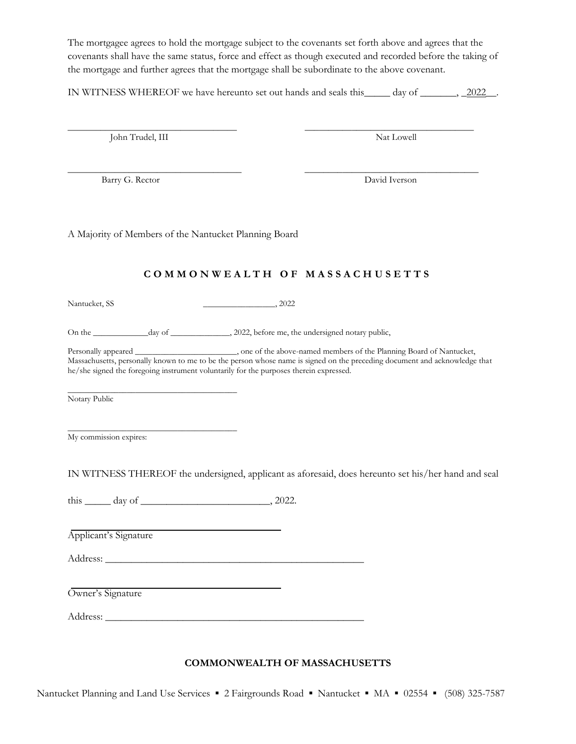The mortgagee agrees to hold the mortgage subject to the covenants set forth above and agrees that the covenants shall have the same status, force and effect as though executed and recorded before the taking of the mortgage and further agrees that the mortgage shall be subordinate to the above covenant.

IN WITNESS WHEREOF we have hereunto set out hands and seals this_____ day of _______, _2022__.

\_\_\_\_\_\_\_\_\_\_\_\_\_\_\_\_\_\_\_\_\_\_\_\_\_\_\_\_\_\_\_\_\_\_ \_\_\_\_\_\_\_\_\_\_\_\_\_\_\_\_\_\_\_\_\_\_\_\_\_\_\_\_\_\_\_\_\_\_
John Trudel, III Nat Lowell

\_\_\_\_\_\_\_\_\_\_\_\_\_\_\_\_\_\_\_\_\_\_\_\_\_\_\_\_\_\_\_\_\_\_ \_\_\_\_\_\_\_\_\_\_\_\_\_\_\_\_\_\_\_\_\_\_\_\_\_\_\_\_\_\_\_\_\_\_
Barry G. Rector David Iverson

A Majority of Members of the Nantucket Planning Board

## COMMONWEALTH OF MASSACHUSETTS

Nantucket, SS \_\_\_\_\_\_\_\_\_\_\_\_\_\_\_\_, 2022

On the \_\_\_\_\_\_\_\_\_\_\_\_day of \_\_\_\_\_\_\_\_\_\_\_\_\_, 2022, before me, the undersigned notary public,

Personally appeared \_\_\_\_\_\_\_\_\_\_\_\_\_\_\_\_\_\_\_\_\_\_\_, one of the above-named members of the Planning Board of Nantucket, Massachusetts, personally known to me to be the person whose name is signed on the preceding document and acknowledge that he/she signed the foregoing instrument voluntarily for the purposes therein expressed.

\_\_\_\_\_\_\_\_\_\_\_\_\_\_\_\_\_\_\_\_\_\_\_\_\_\_\_\_\_\_\_\_\_\_
Notary Public

\_\_\_\_\_\_\_\_\_\_\_\_\_\_\_\_\_\_\_\_\_\_\_\_\_\_\_\_\_\_\_\_\_\_
My commission expires:

IN WITNESS THEREOF the undersigned, applicant as aforesaid, does hereunto set his/her hand and seal

this \_\_\_\_\_ day of \_\_\_\_\_\_\_\_\_\_\_\_\_\_\_\_\_\_\_\_\_\_\_\_\_, 2022.

\_\_\_\_\_\_\_\_\_\_\_\_\_\_\_\_\_\_\_\_\_\_\_\_\_\_\_\_\_\_\_\_\_\_
Applicant's Signature

Address: \_\_\_\_\_\_\_\_\_\_\_\_\_\_\_\_\_\_\_\_\_\_\_\_\_\_\_\_\_\_\_\_\_\_\_\_\_\_\_\_\_\_\_\_\_\_\_\_\_\_

\_\_\_\_\_\_\_\_\_\_\_\_\_\_\_\_\_\_\_\_\_\_\_\_\_\_\_\_\_\_\_\_\_\_
Owner's Signature

Address: \_\_\_\_\_\_\_\_\_\_\_\_\_\_\_\_\_\_\_\_\_\_\_\_\_\_\_\_\_\_\_\_\_\_\_\_\_\_\_\_\_\_\_\_\_\_\_\_\_\_

## COMMONWEALTH OF MASSACHUSETTS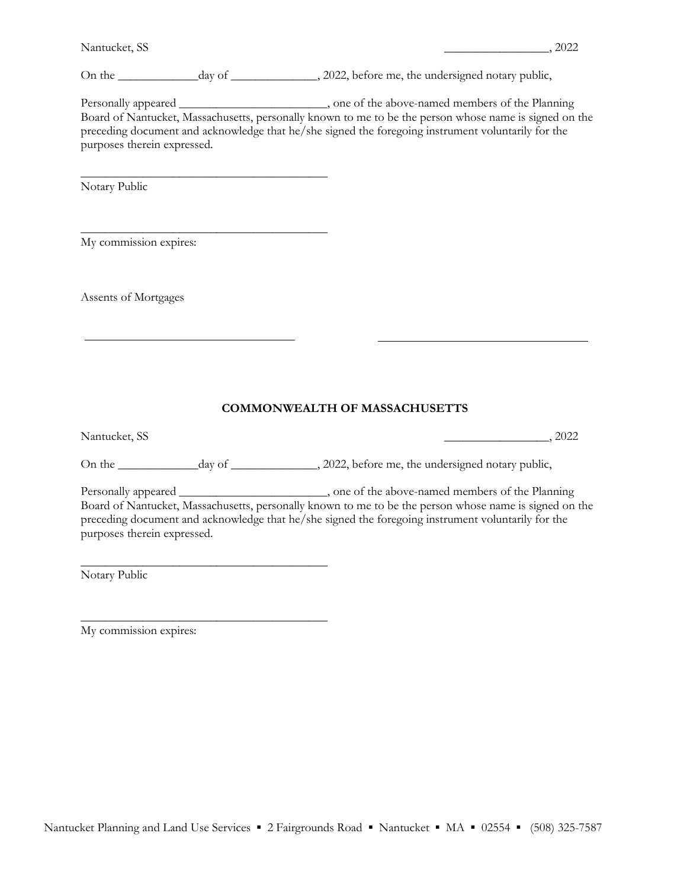Nantucket, SS _________________, 2022

On the _____________day of ______________, 2022, before me, the undersigned notary public,

Personally appeared ________________________, one of the above-named members of the Planning Board of Nantucket, Massachusetts, personally known to me to be the person whose name is signed on the preceding document and acknowledge that he/she signed the foregoing instrument voluntarily for the purposes therein expressed.

__________________________________________
Notary Public

__________________________________________
My commission expires:

Assents of Mortgages

___________________________________ ___________________________________

**COMMONWEALTH OF MASSACHUSETTS**

Nantucket, SS _________________, 2022

On the _____________day of ______________, 2022, before me, the undersigned notary public,

Personally appeared ________________________, one of the above-named members of the Planning Board of Nantucket, Massachusetts, personally known to me to be the person whose name is signed on the preceding document and acknowledge that he/she signed the foregoing instrument voluntarily for the purposes therein expressed.

__________________________________________
Notary Public

__________________________________________
My commission expires: